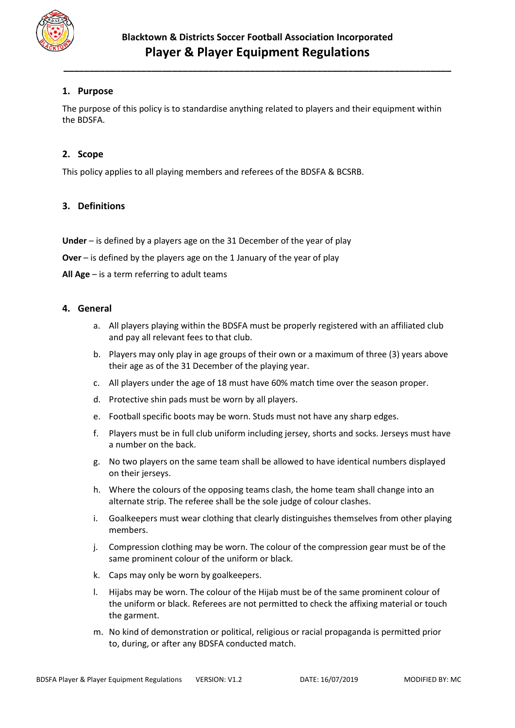**Blacktown & Districts Soccer Football Association Incorporated**

# Player & Player Equipment Regulations

## 1. Purpose

The purpose of this policy is to standardise anything related to players and their equipment within the BDSFA.

## 2. Scope

This policy applies to all playing members and referees of the BDSFA & BCSRB.

## 3. Definitions

**Under** – is defined by a players age on the 31 December of the year of play

**Over** – is defined by the players age on the 1 January of the year of play

**All Age** – is a term referring to adult teams

## 4. General

a. All players playing within the BDSFA must be properly registered with an affiliated club and pay all relevant fees to that club.

b. Players may only play in age groups of their own or a maximum of three (3) years above their age as of the 31 December of the playing year.

c. All players under the age of 18 must have 60% match time over the season proper.

d. Protective shin pads must be worn by all players.

e. Football specific boots may be worn. Studs must not have any sharp edges.

f. Players must be in full club uniform including jersey, shorts and socks. Jerseys must have a number on the back.

g. No two players on the same team shall be allowed to have identical numbers displayed on their jerseys.

h. Where the colours of the opposing teams clash, the home team shall change into an alternate strip. The referee shall be the sole judge of colour clashes.

i. Goalkeepers must wear clothing that clearly distinguishes themselves from other playing members.

j. Compression clothing may be worn. The colour of the compression gear must be of the same prominent colour of the uniform or black.

k. Caps may only be worn by goalkeepers.

l. Hijabs may be worn. The colour of the Hijab must be of the same prominent colour of the uniform or black. Referees are not permitted to check the affixing material or touch the garment.

m. No kind of demonstration or political, religious or racial propaganda is permitted prior to, during, or after any BDSFA conducted match.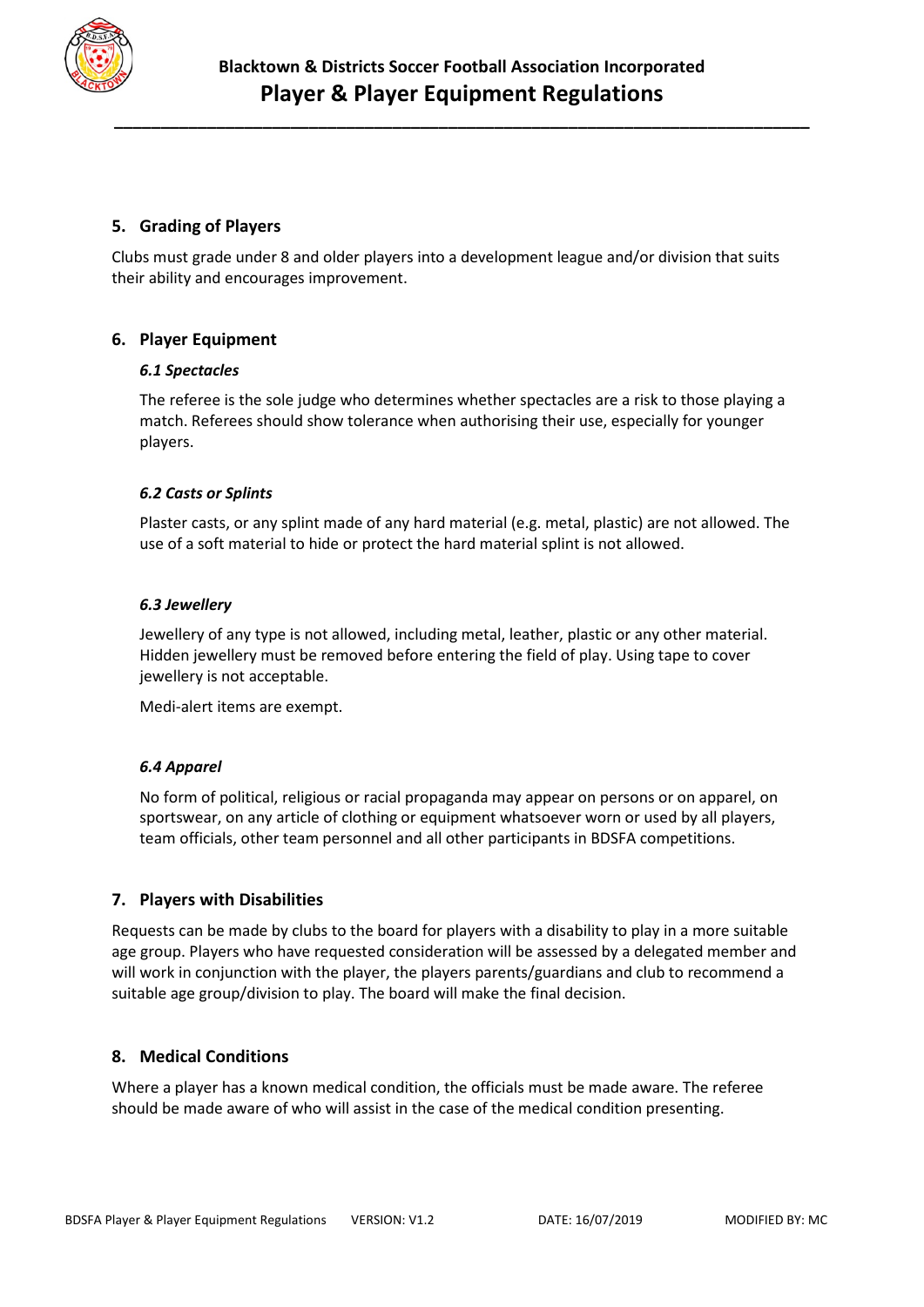## 5. Grading of Players

Clubs must grade under 8 and older players into a development league and/or division that suits their ability and encourages improvement.

## 6. Player Equipment

### *6.1 Spectacles*

The referee is the sole judge who determines whether spectacles are a risk to those playing a match. Referees should show tolerance when authorising their use, especially for younger players.

### *6.2 Casts or Splints*

Plaster casts, or any splint made of any hard material (e.g. metal, plastic) are not allowed. The use of a soft material to hide or protect the hard material splint is not allowed.

### *6.3 Jewellery*

Jewellery of any type is not allowed, including metal, leather, plastic or any other material. Hidden jewellery must be removed before entering the field of play. Using tape to cover jewellery is not acceptable.

Medi-alert items are exempt.

### *6.4 Apparel*

No form of political, religious or racial propaganda may appear on persons or on apparel, on sportswear, on any article of clothing or equipment whatsoever worn or used by all players, team officials, other team personnel and all other participants in BDSFA competitions.

## 7. Players with Disabilities

Requests can be made by clubs to the board for players with a disability to play in a more suitable age group. Players who have requested consideration will be assessed by a delegated member and will work in conjunction with the player, the players parents/guardians and club to recommend a suitable age group/division to play. The board will make the final decision.

## 8. Medical Conditions

Where a player has a known medical condition, the officials must be made aware. The referee should be made aware of who will assist in the case of the medical condition presenting.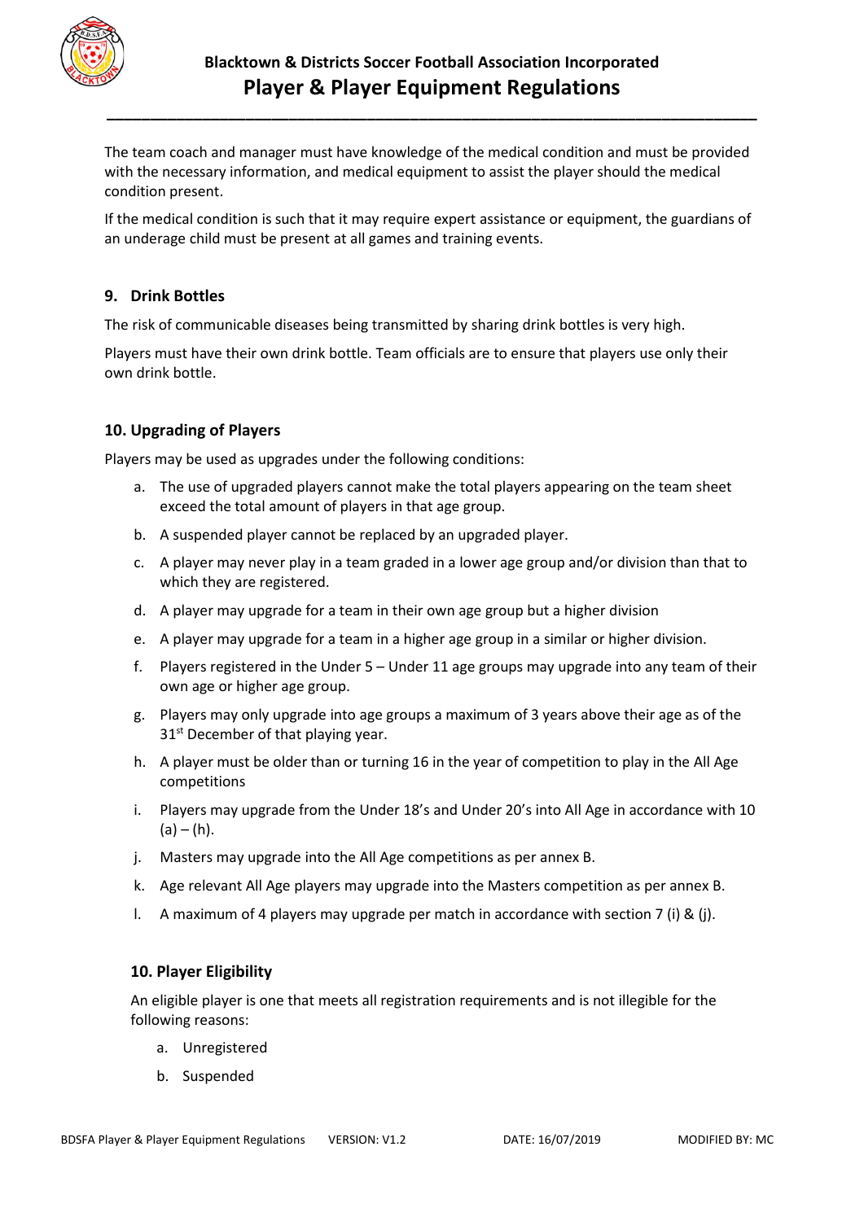The team coach and manager must have knowledge of the medical condition and must be provided with the necessary information, and medical equipment to assist the player should the medical condition present.

If the medical condition is such that it may require expert assistance or equipment, the guardians of an underage child must be present at all games and training events.

## 9. Drink Bottles

The risk of communicable diseases being transmitted by sharing drink bottles is very high.

Players must have their own drink bottle. Team officials are to ensure that players use only their own drink bottle.

## 10. Upgrading of Players

Players may be used as upgrades under the following conditions:

a. The use of upgraded players cannot make the total players appearing on the team sheet exceed the total amount of players in that age group.

b. A suspended player cannot be replaced by an upgraded player.

c. A player may never play in a team graded in a lower age group and/or division than that to which they are registered.

d. A player may upgrade for a team in their own age group but a higher division

e. A player may upgrade for a team in a higher age group in a similar or higher division.

f. Players registered in the Under 5 – Under 11 age groups may upgrade into any team of their own age or higher age group.

g. Players may only upgrade into age groups a maximum of 3 years above their age as of the 31st December of that playing year.

h. A player must be older than or turning 16 in the year of competition to play in the All Age competitions

i. Players may upgrade from the Under 18's and Under 20's into All Age in accordance with 10 (a) – (h).

j. Masters may upgrade into the All Age competitions as per annex B.

k. Age relevant All Age players may upgrade into the Masters competition as per annex B.

l. A maximum of 4 players may upgrade per match in accordance with section 7 (i) & (j).

## 10. Player Eligibility

An eligible player is one that meets all registration requirements and is not illegible for the following reasons:

a. Unregistered

b. Suspended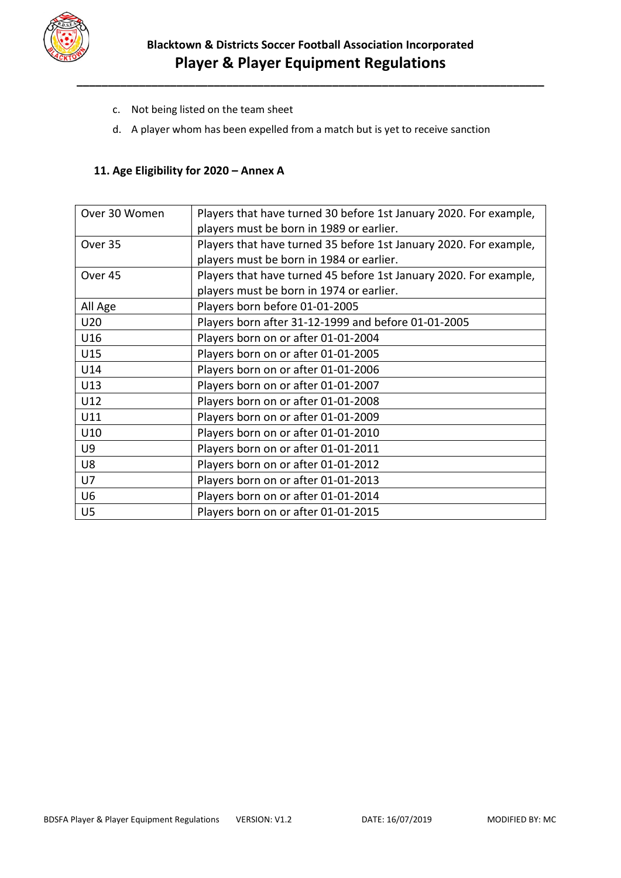c. Not being listed on the team sheet

d. A player whom has been expelled from a match but is yet to receive sanction

### 11. Age Eligibility for 2020 – Annex A

| | |
|---|---|
| Over 30 Women | Players that have turned 30 before 1st January 2020. For example, players must be born in 1989 or earlier. |
| Over 35 | Players that have turned 35 before 1st January 2020. For example, players must be born in 1984 or earlier. |
| Over 45 | Players that have turned 45 before 1st January 2020. For example, players must be born in 1974 or earlier. |
| All Age | Players born before 01-01-2005 |
| U20 | Players born after 31-12-1999 and before 01-01-2005 |
| U16 | Players born on or after 01-01-2004 |
| U15 | Players born on or after 01-01-2005 |
| U14 | Players born on or after 01-01-2006 |
| U13 | Players born on or after 01-01-2007 |
| U12 | Players born on or after 01-01-2008 |
| U11 | Players born on or after 01-01-2009 |
| U10 | Players born on or after 01-01-2010 |
| U9 | Players born on or after 01-01-2011 |
| U8 | Players born on or after 01-01-2012 |
| U7 | Players born on or after 01-01-2013 |
| U6 | Players born on or after 01-01-2014 |
| U5 | Players born on or after 01-01-2015 |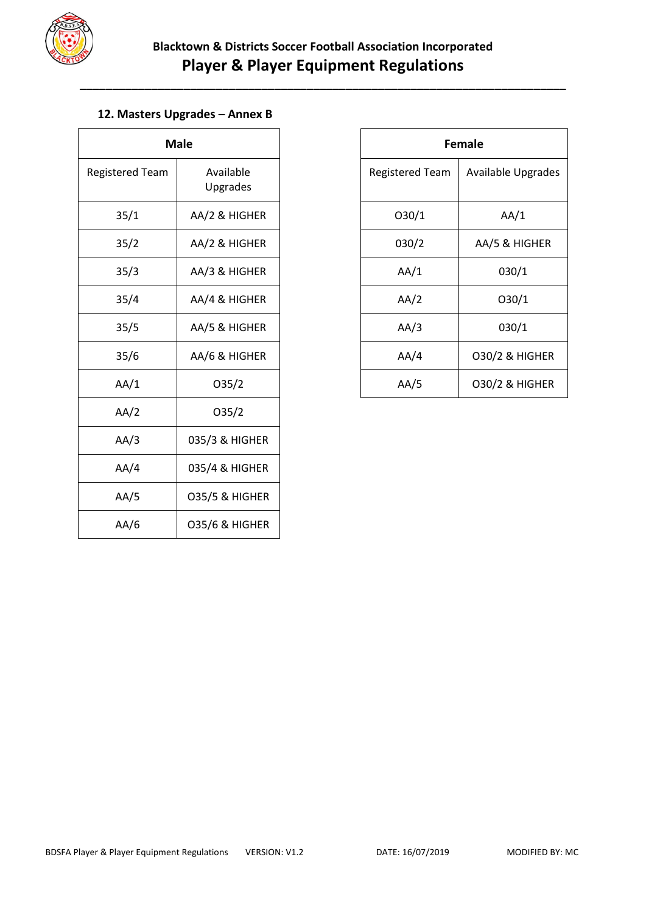### 12. Masters Upgrades – Annex B

| Male | |
|---|---|
| Registered Team | Available Upgrades |
| 35/1 | AA/2 & HIGHER |
| 35/2 | AA/2 & HIGHER |
| 35/3 | AA/3 & HIGHER |
| 35/4 | AA/4 & HIGHER |
| 35/5 | AA/5 & HIGHER |
| 35/6 | AA/6 & HIGHER |
| AA/1 | O35/2 |
| AA/2 | O35/2 |
| AA/3 | O35/3 & HIGHER |
| AA/4 | O35/4 & HIGHER |
| AA/5 | O35/5 & HIGHER |
| AA/6 | O35/6 & HIGHER |

| Female | |
|---|---|
| Registered Team | Available Upgrades |
| O30/1 | AA/1 |
| O30/2 | AA/5 & HIGHER |
| AA/1 | O30/1 |
| AA/2 | O30/1 |
| AA/3 | O30/1 |
| AA/4 | O30/2 & HIGHER |
| AA/5 | O30/2 & HIGHER |